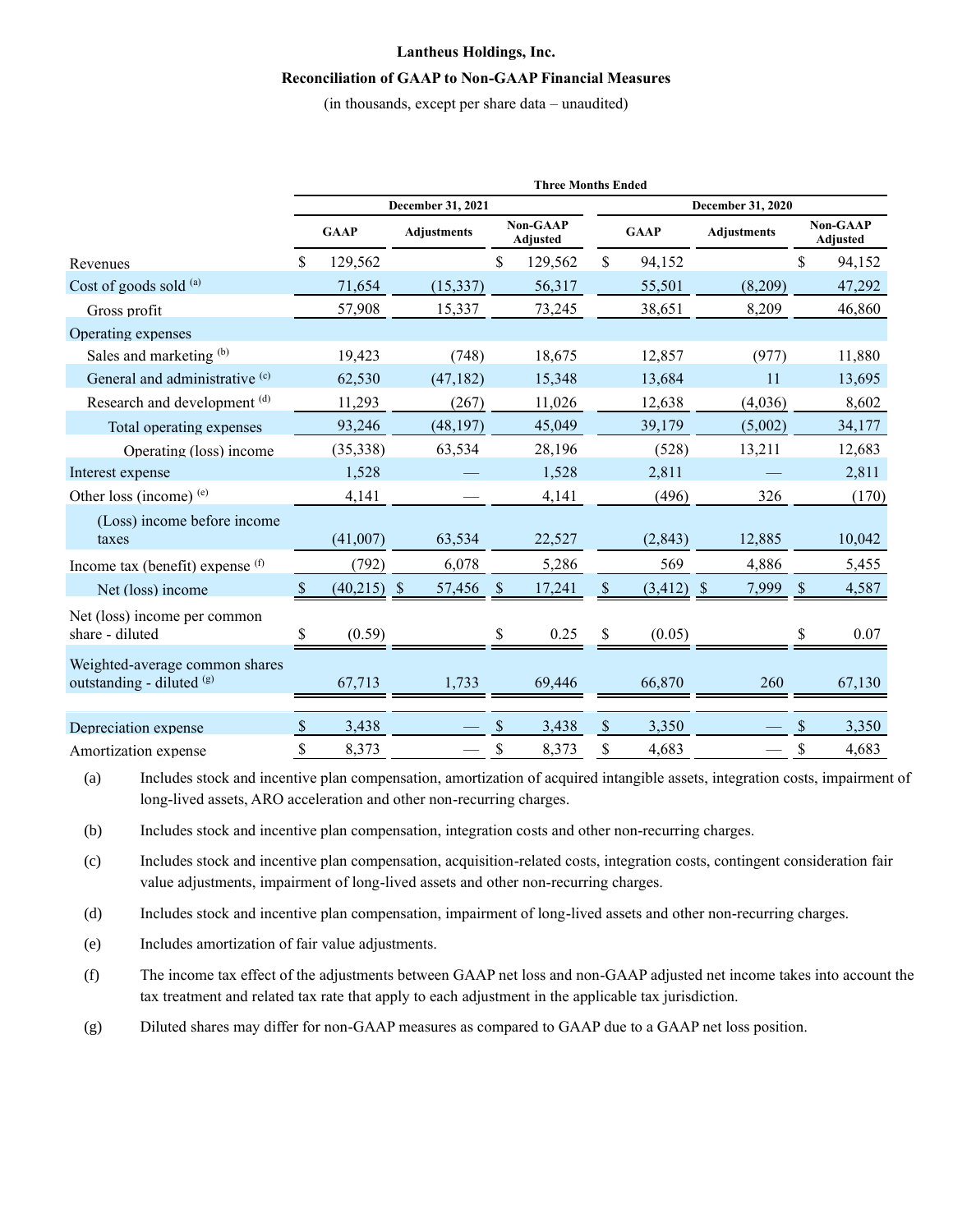**Lantheus Holdings, Inc.**

**Reconciliation of GAAP to Non-GAAP Financial Measures**

(in thousands, except per share data – unaudited)

| | Three Months Ended | | | | | |
|---|---|---|---|---|---|---|
| | December 31, 2021 | | | December 31, 2020 | | |
| | GAAP | Adjustments | Non-GAAP Adjusted | GAAP | Adjustments | Non-GAAP Adjusted |
| Revenues | $ 129,562 | | $ 129,562 | $ 94,152 | | $ 94,152 |
| Cost of goods sold [(a)] | 71,654 | (15,337) | 56,317 | 55,501 | (8,209) | 47,292 |
| Gross profit | 57,908 | 15,337 | 73,245 | 38,651 | 8,209 | 46,860 |
| Operating expenses | | | | | | |
| Sales and marketing [(b)] | 19,423 | (748) | 18,675 | 12,857 | (977) | 11,880 |
| General and administrative [(c)] | 62,530 | (47,182) | 15,348 | 13,684 | 11 | 13,695 |
| Research and development [(d)] | 11,293 | (267) | 11,026 | 12,638 | (4,036) | 8,602 |
| Total operating expenses | 93,246 | (48,197) | 45,049 | 39,179 | (5,002) | 34,177 |
| Operating (loss) income | (35,338) | 63,534 | 28,196 | (528) | 13,211 | 12,683 |
| Interest expense | 1,528 | — | 1,528 | 2,811 | — | 2,811 |
| Other loss (income) [(e)] | 4,141 | — | 4,141 | (496) | 326 | (170) |
| (Loss) income before income taxes | (41,007) | 63,534 | 22,527 | (2,843) | 12,885 | 10,042 |
| Income tax (benefit) expense [(f)] | (792) | 6,078 | 5,286 | 569 | 4,886 | 5,455 |
| Net (loss) income | $ (40,215) | $ 57,456 | $ 17,241 | $ (3,412) | $ 7,999 | $ 4,587 |
| Net (loss) income per common share - diluted | $ (0.59) | | $ 0.25 | $ (0.05) | | $ 0.07 |
| Weighted-average common shares outstanding - diluted [(g)] | 67,713 | 1,733 | 69,446 | 66,870 | 260 | 67,130 |
| Depreciation expense | $ 3,438 | — | $ 3,438 | $ 3,350 | — | $ 3,350 |
| Amortization expense | $ 8,373 | — | $ 8,373 | $ 4,683 | — | $ 4,683 |

(a) Includes stock and incentive plan compensation, amortization of acquired intangible assets, integration costs, impairment of long-lived assets, ARO acceleration and other non-recurring charges.

(b) Includes stock and incentive plan compensation, integration costs and other non-recurring charges.

(c) Includes stock and incentive plan compensation, acquisition-related costs, integration costs, contingent consideration fair value adjustments, impairment of long-lived assets and other non-recurring charges.

(d) Includes stock and incentive plan compensation, impairment of long-lived assets and other non-recurring charges.

(e) Includes amortization of fair value adjustments.

(f) The income tax effect of the adjustments between GAAP net loss and non-GAAP adjusted net income takes into account the tax treatment and related tax rate that apply to each adjustment in the applicable tax jurisdiction.

(g) Diluted shares may differ for non-GAAP measures as compared to GAAP due to a GAAP net loss position.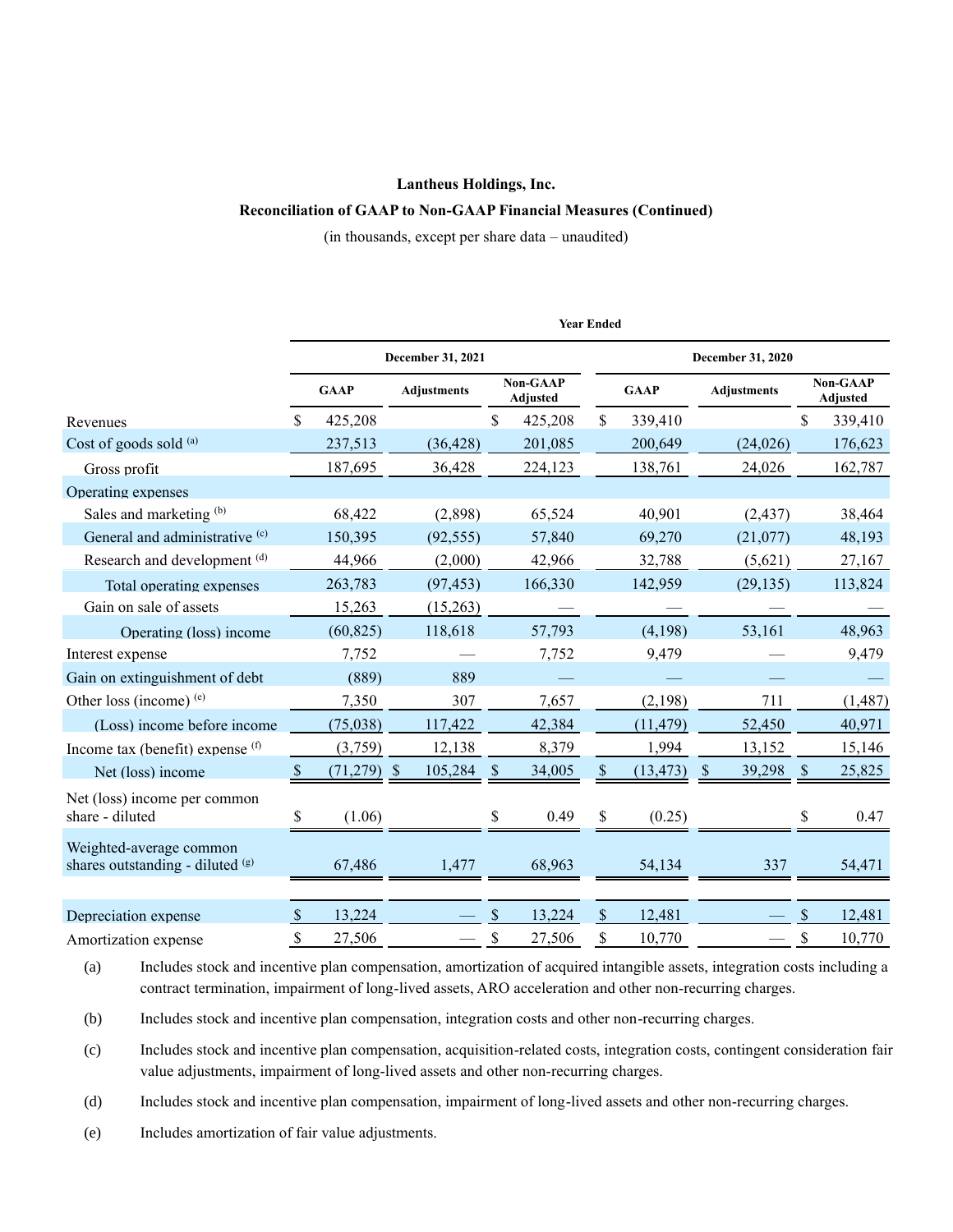**Lantheus Holdings, Inc.**

**Reconciliation of GAAP to Non-GAAP Financial Measures (Continued)**

(in thousands, except per share data – unaudited)

| | Year Ended | | | | | |
|---|---|---|---|---|---|---|
| | December 31, 2021 | | | December 31, 2020 | | |
| | GAAP | Adjustments | Non-GAAP Adjusted | GAAP | Adjustments | Non-GAAP Adjusted |
| Revenues | $ 425,208 | | $ 425,208 | $ 339,410 | | $ 339,410 |
| Cost of goods sold [(a)] | 237,513 | (36,428) | 201,085 | 200,649 | (24,026) | 176,623 |
| Gross profit | 187,695 | 36,428 | 224,123 | 138,761 | 24,026 | 162,787 |
| Operating expenses | | | | | | |
| Sales and marketing [(b)] | 68,422 | (2,898) | 65,524 | 40,901 | (2,437) | 38,464 |
| General and administrative [(c)] | 150,395 | (92,555) | 57,840 | 69,270 | (21,077) | 48,193 |
| Research and development [(d)] | 44,966 | (2,000) | 42,966 | 32,788 | (5,621) | 27,167 |
| Total operating expenses | 263,783 | (97,453) | 166,330 | 142,959 | (29,135) | 113,824 |
| Gain on sale of assets | 15,263 | (15,263) | — | — | — | — |
| Operating (loss) income | (60,825) | 118,618 | 57,793 | (4,198) | 53,161 | 48,963 |
| Interest expense | 7,752 | — | 7,752 | 9,479 | — | 9,479 |
| Gain on extinguishment of debt | (889) | 889 | — | — | — | — |
| Other loss (income) [(e)] | 7,350 | 307 | 7,657 | (2,198) | 711 | (1,487) |
| (Loss) income before income | (75,038) | 117,422 | 42,384 | (11,479) | 52,450 | 40,971 |
| Income tax (benefit) expense [(f)] | (3,759) | 12,138 | 8,379 | 1,994 | 13,152 | 15,146 |
| Net (loss) income | $ (71,279) | $ 105,284 | $ 34,005 | $ (13,473) | $ 39,298 | $ 25,825 |
| Net (loss) income per common share - diluted | $ (1.06) | | $ 0.49 | $ (0.25) | | $ 0.47 |
| Weighted-average common shares outstanding - diluted [(g)] | 67,486 | 1,477 | 68,963 | 54,134 | 337 | 54,471 |
| | | | | | | |
| Depreciation expense | $ 13,224 | — | $ 13,224 | $ 12,481 | — | $ 12,481 |
| Amortization expense | $ 27,506 | — | $ 27,506 | $ 10,770 | — | $ 10,770 |

(a) Includes stock and incentive plan compensation, amortization of acquired intangible assets, integration costs including a contract termination, impairment of long-lived assets, ARO acceleration and other non-recurring charges.

(b) Includes stock and incentive plan compensation, integration costs and other non-recurring charges.

(c) Includes stock and incentive plan compensation, acquisition-related costs, integration costs, contingent consideration fair value adjustments, impairment of long-lived assets and other non-recurring charges.

(d) Includes stock and incentive plan compensation, impairment of long-lived assets and other non-recurring charges.

(e) Includes amortization of fair value adjustments.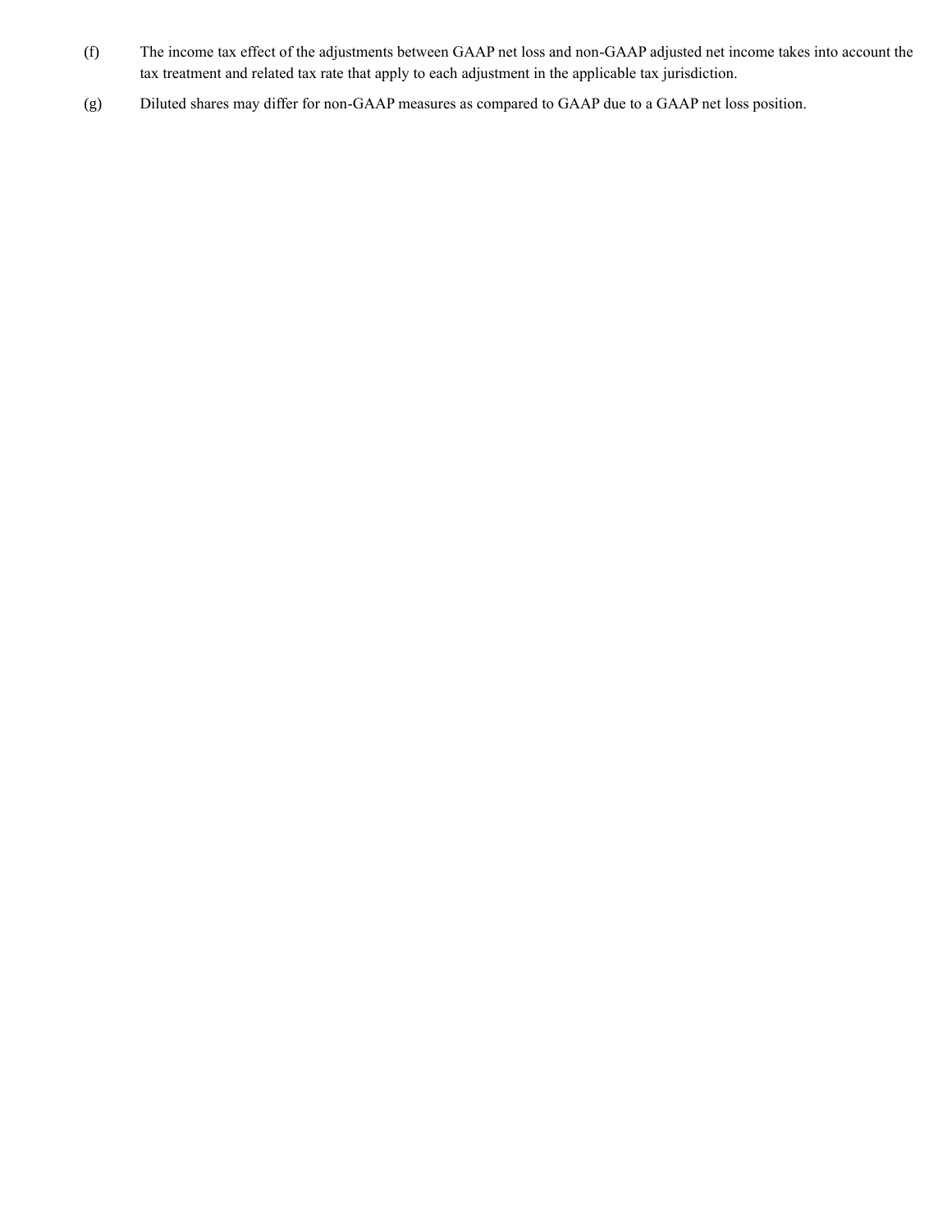(f) The income tax effect of the adjustments between GAAP net loss and non-GAAP adjusted net income takes into account the tax treatment and related tax rate that apply to each adjustment in the applicable tax jurisdiction.

(g) Diluted shares may differ for non-GAAP measures as compared to GAAP due to a GAAP net loss position.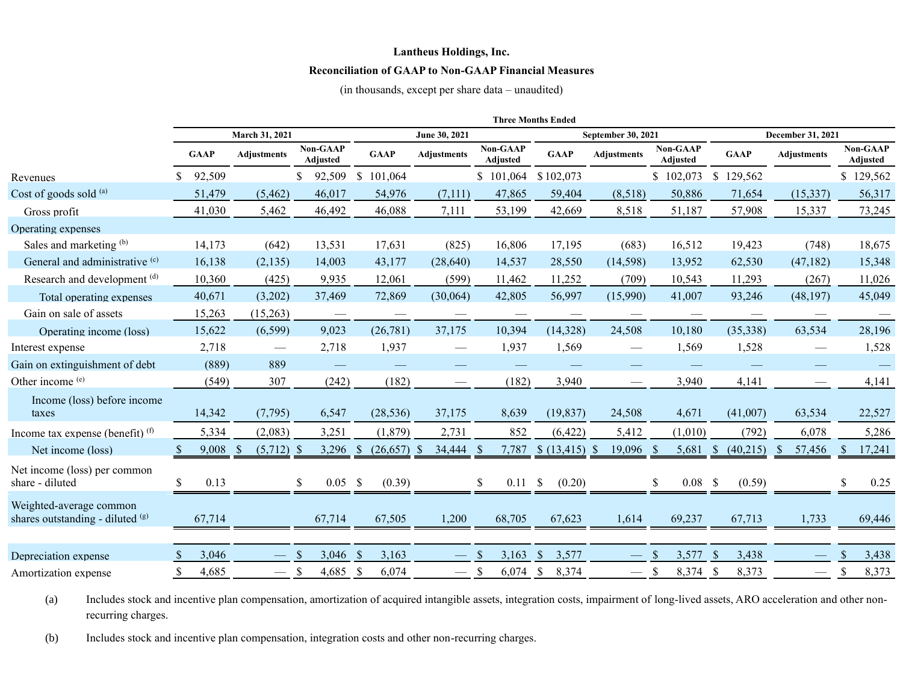**Lantheus Holdings, Inc.**

**Reconciliation of GAAP to Non-GAAP Financial Measures**

(in thousands, except per share data – unaudited)

| | Three Months Ended | | | | | | | | | | | |
|---|---|---|---|---|---|---|---|---|---|---|---|---|
| | March 31, 2021 | | | June 30, 2021 | | | September 30, 2021 | | | December 31, 2021 | | |
| | GAAP | Adjustments | Non-GAAP Adjusted | GAAP | Adjustments | Non-GAAP Adjusted | GAAP | Adjustments | Non-GAAP Adjusted | GAAP | Adjustments | Non-GAAP Adjusted |
| Revenues | $ 92,509 | | $ 92,509 | $ 101,064 | | $ 101,064 | $ 102,073 | | $ 102,073 | $ 129,562 | | $ 129,562 |
| Cost of goods sold [(a)] | 51,479 | (5,462) | 46,017 | 54,976 | (7,111) | 47,865 | 59,404 | (8,518) | 50,886 | 71,654 | (15,337) | 56,317 |
| Gross profit | 41,030 | 5,462 | 46,492 | 46,088 | 7,111 | 53,199 | 42,669 | 8,518 | 51,187 | 57,908 | 15,337 | 73,245 |
| Operating expenses | | | | | | | | | | | | |
| Sales and marketing [(b)] | 14,173 | (642) | 13,531 | 17,631 | (825) | 16,806 | 17,195 | (683) | 16,512 | 19,423 | (748) | 18,675 |
| General and administrative [(c)] | 16,138 | (2,135) | 14,003 | 43,177 | (28,640) | 14,537 | 28,550 | (14,598) | 13,952 | 62,530 | (47,182) | 15,348 |
| Research and development [(d)] | 10,360 | (425) | 9,935 | 12,061 | (599) | 11,462 | 11,252 | (709) | 10,543 | 11,293 | (267) | 11,026 |
| Total operating expenses | 40,671 | (3,202) | 37,469 | 72,869 | (30,064) | 42,805 | 56,997 | (15,990) | 41,007 | 93,246 | (48,197) | 45,049 |
| Gain on sale of assets | 15,263 | (15,263) | — | — | — | — | — | — | — | — | — | — |
| Operating income (loss) | 15,622 | (6,599) | 9,023 | (26,781) | 37,175 | 10,394 | (14,328) | 24,508 | 10,180 | (35,338) | 63,534 | 28,196 |
| Interest expense | 2,718 | — | 2,718 | 1,937 | — | 1,937 | 1,569 | — | 1,569 | 1,528 | — | 1,528 |
| Gain on extinguishment of debt | (889) | 889 | — | — | — | — | — | — | — | — | — | — |
| Other income [(e)] | (549) | 307 | (242) | (182) | — | (182) | 3,940 | — | 3,940 | 4,141 | — | 4,141 |
| Income (loss) before income taxes | 14,342 | (7,795) | 6,547 | (28,536) | 37,175 | 8,639 | (19,837) | 24,508 | 4,671 | (41,007) | 63,534 | 22,527 |
| Income tax expense (benefit) [(f)] | 5,334 | (2,083) | 3,251 | (1,879) | 2,731 | 852 | (6,422) | 5,412 | (1,010) | (792) | 6,078 | 5,286 |
| Net income (loss) | $ 9,008 | $ (5,712) | $ 3,296 | $ (26,657) | $ 34,444 | $ 7,787 | $ (13,415) | $ 19,096 | $ 5,681 | $ (40,215) | $ 57,456 | $ 17,241 |
| Net income (loss) per common share - diluted | $ 0.13 | | $ 0.05 | $ (0.39) | | $ 0.11 | $ (0.20) | | $ 0.08 | $ (0.59) | | $ 0.25 |
| Weighted-average common shares outstanding - diluted [(g)] | 67,714 | | 67,714 | 67,505 | 1,200 | 68,705 | 67,623 | 1,614 | 69,237 | 67,713 | 1,733 | 69,446 |
| Depreciation expense | $ 3,046 | — | $ 3,046 | $ 3,163 | — | $ 3,163 | $ 3,577 | — | $ 3,577 | $ 3,438 | — | $ 3,438 |
| Amortization expense | $ 4,685 | — | $ 4,685 | $ 6,074 | — | $ 6,074 | $ 8,374 | — | $ 8,374 | $ 8,373 | — | $ 8,373 |

(a) Includes stock and incentive plan compensation, amortization of acquired intangible assets, integration costs, impairment of long-lived assets, ARO acceleration and other non-recurring charges.

(b) Includes stock and incentive plan compensation, integration costs and other non-recurring charges.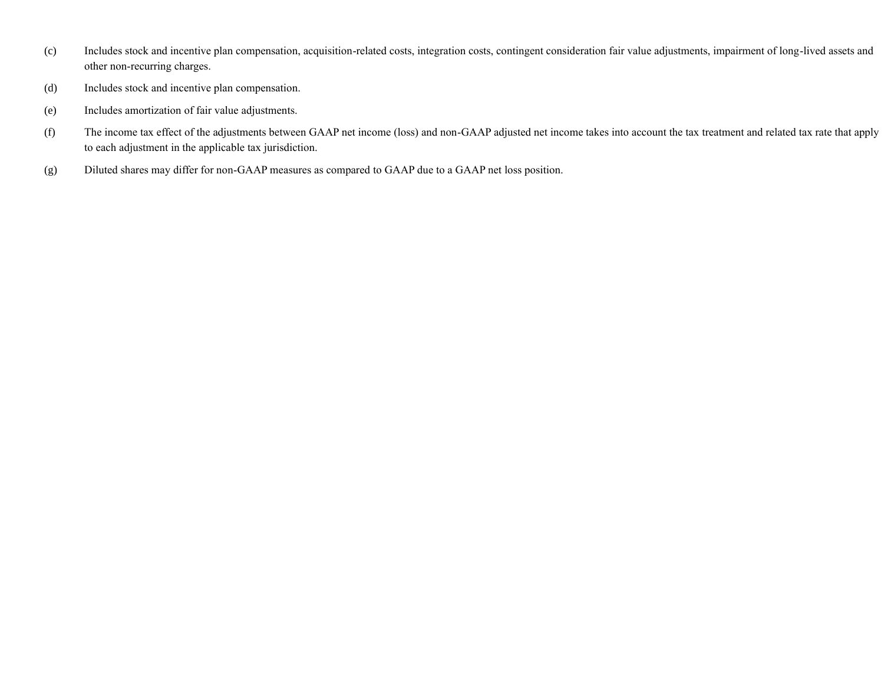(c) Includes stock and incentive plan compensation, acquisition-related costs, integration costs, contingent consideration fair value adjustments, impairment of long-lived assets and other non-recurring charges.

(d) Includes stock and incentive plan compensation.

(e) Includes amortization of fair value adjustments.

(f) The income tax effect of the adjustments between GAAP net income (loss) and non-GAAP adjusted net income takes into account the tax treatment and related tax rate that apply to each adjustment in the applicable tax jurisdiction.

(g) Diluted shares may differ for non-GAAP measures as compared to GAAP due to a GAAP net loss position.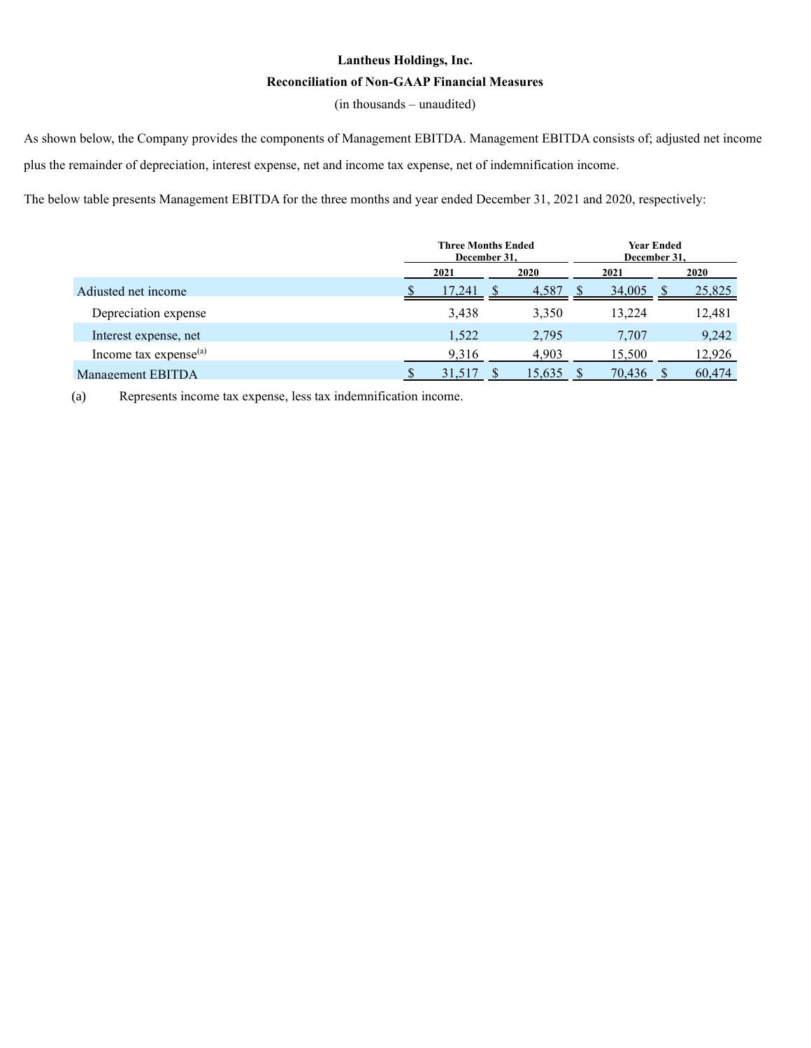**Lantheus Holdings, Inc.**

**Reconciliation of Non-GAAP Financial Measures**

(in thousands – unaudited)

As shown below, the Company provides the components of Management EBITDA. Management EBITDA consists of; adjusted net income plus the remainder of depreciation, interest expense, net and income tax expense, net of indemnification income.

The below table presents Management EBITDA for the three months and year ended December 31, 2021 and 2020, respectively:

| | Three Months Ended December 31, | | Year Ended December 31, | |
|---|---|---|---|---|
| | 2021 | 2020 | 2021 | 2020 |
| Adjusted net income | $ 17,241 | $ 4,587 | $ 34,005 | $ 25,825 |
| Depreciation expense | 3,438 | 3,350 | 13,224 | 12,481 |
| Interest expense, net | 1,522 | 2,795 | 7,707 | 9,242 |
| Income tax expense[(a)] | 9,316 | 4,903 | 15,500 | 12,926 |
| Management EBITDA | $ 31,517 | $ 15,635 | $ 70,436 | $ 60,474 |

(a) Represents income tax expense, less tax indemnification income.